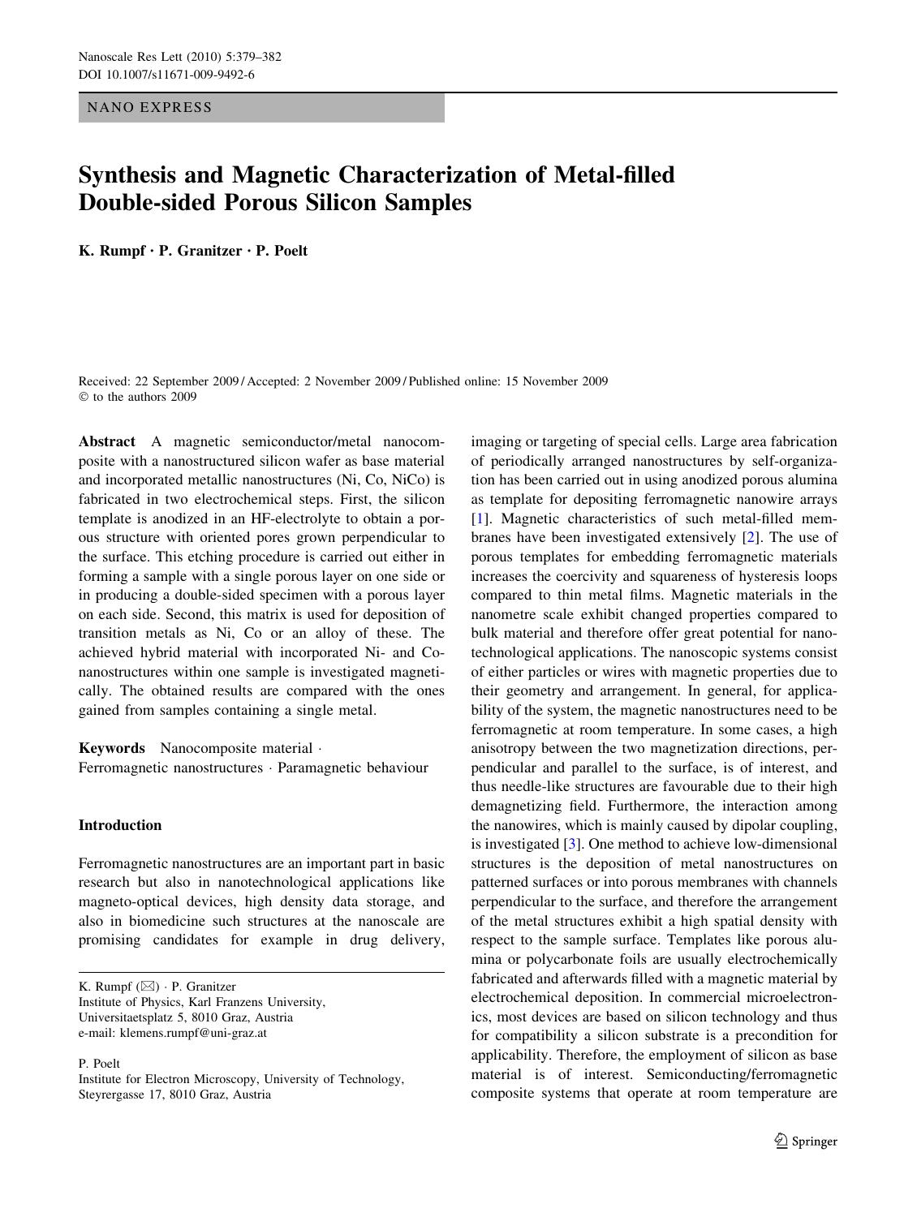NANO EXPRESS

# Synthesis and Magnetic Characterization of Metal-filled Double-sided Porous Silicon Samples

**K. Rumpf · P. Granitzer · P. Poelt**

Received: 22 September 2009 / Accepted: 2 November 2009 / Published online: 15 November 2009
© to the authors 2009

**Abstract** A magnetic semiconductor/metal nanocomposite with a nanostructured silicon wafer as base material and incorporated metallic nanostructures (Ni, Co, NiCo) is fabricated in two electrochemical steps. First, the silicon template is anodized in an HF-electrolyte to obtain a porous structure with oriented pores grown perpendicular to the surface. This etching procedure is carried out either in forming a sample with a single porous layer on one side or in producing a double-sided specimen with a porous layer on each side. Second, this matrix is used for deposition of transition metals as Ni, Co or an alloy of these. The achieved hybrid material with incorporated Ni- and Co-nanostructures within one sample is investigated magnetically. The obtained results are compared with the ones gained from samples containing a single metal.

**Keywords** Nanocomposite material · Ferromagnetic nanostructures · Paramagnetic behaviour

K. Rumpf (✉) · P. Granitzer
Institute of Physics, Karl Franzens University, Universitaetsplatz 5, 8010 Graz, Austria
e-mail: klemens.rumpf@uni-graz.at

P. Poelt
Institute for Electron Microscopy, University of Technology, Steyrergasse 17, 8010 Graz, Austria

## Introduction

Ferromagnetic nanostructures are an important part in basic research but also in nanotechnological applications like magneto-optical devices, high density data storage, and also in biomedicine such structures at the nanoscale are promising candidates for example in drug delivery, imaging or targeting of special cells. Large area fabrication of periodically arranged nanostructures by self-organization has been carried out in using anodized porous alumina as template for depositing ferromagnetic nanowire arrays [1]. Magnetic characteristics of such metal-filled membranes have been investigated extensively [2]. The use of porous templates for embedding ferromagnetic materials increases the coercivity and squareness of hysteresis loops compared to thin metal films. Magnetic materials in the nanometre scale exhibit changed properties compared to bulk material and therefore offer great potential for nanotechnological applications. The nanoscopic systems consist of either particles or wires with magnetic properties due to their geometry and arrangement. In general, for applicability of the system, the magnetic nanostructures need to be ferromagnetic at room temperature. In some cases, a high anisotropy between the two magnetization directions, perpendicular and parallel to the surface, is of interest, and thus needle-like structures are favourable due to their high demagnetizing field. Furthermore, the interaction among the nanowires, which is mainly caused by dipolar coupling, is investigated [3]. One method to achieve low-dimensional structures is the deposition of metal nanostructures on patterned surfaces or into porous membranes with channels perpendicular to the surface, and therefore the arrangement of the metal structures exhibit a high spatial density with respect to the sample surface. Templates like porous alumina or polycarbonate foils are usually electrochemically fabricated and afterwards filled with a magnetic material by electrochemical deposition. In commercial microelectronics, most devices are based on silicon technology and thus for compatibility a silicon substrate is a precondition for applicability. Therefore, the employment of silicon as base material is of interest. Semiconducting/ferromagnetic composite systems that operate at room temperature are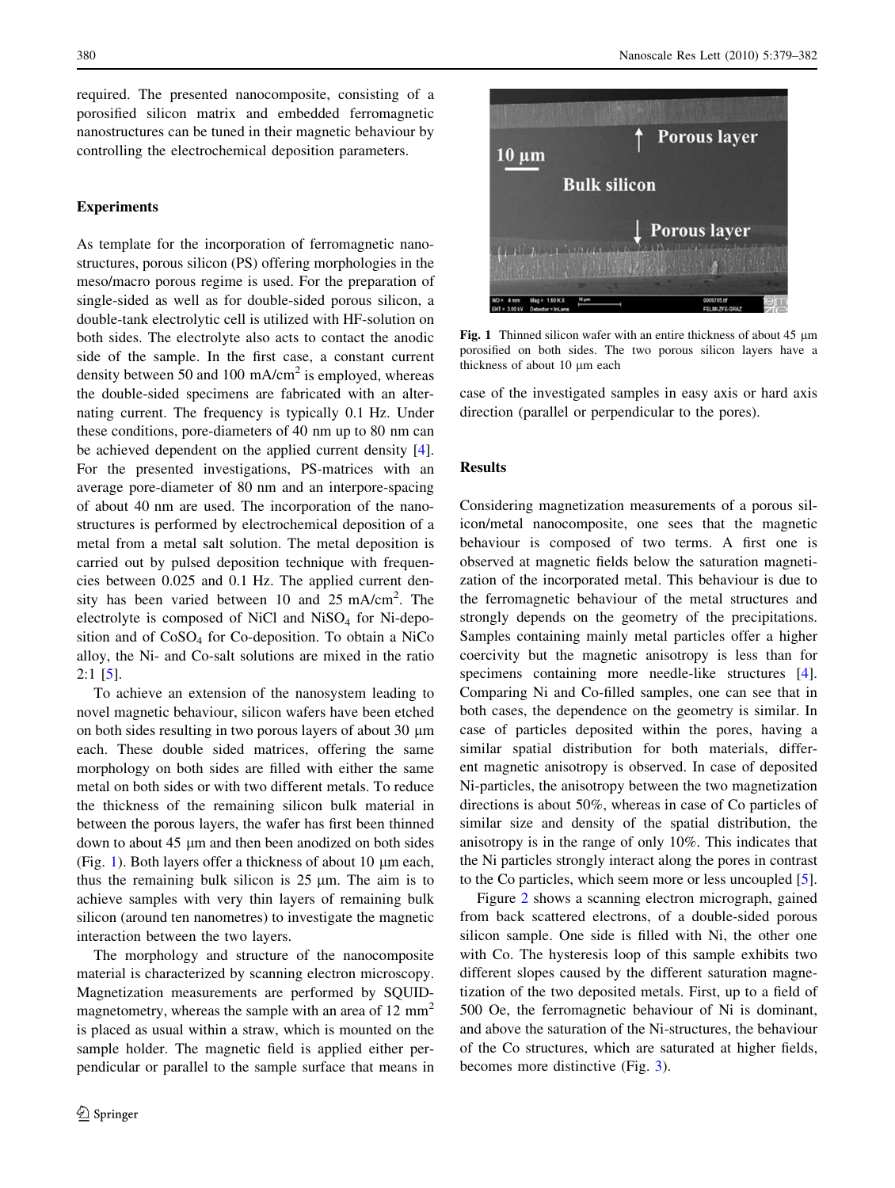required. The presented nanocomposite, consisting of a porosified silicon matrix and embedded ferromagnetic nanostructures can be tuned in their magnetic behaviour by controlling the electrochemical deposition parameters.

## Experiments

As template for the incorporation of ferromagnetic nanostructures, porous silicon (PS) offering morphologies in the meso/macro porous regime is used. For the preparation of single-sided as well as for double-sided porous silicon, a double-tank electrolytic cell is utilized with HF-solution on both sides. The electrolyte also acts to contact the anodic side of the sample. In the first case, a constant current density between 50 and 100 mA/cm$^2$ is employed, whereas the double-sided specimens are fabricated with an alternating current. The frequency is typically 0.1 Hz. Under these conditions, pore-diameters of 40 nm up to 80 nm can be achieved dependent on the applied current density [4]. For the presented investigations, PS-matrices with an average pore-diameter of 80 nm and an interpore-spacing of about 40 nm are used. The incorporation of the nanostructures is performed by electrochemical deposition of a metal from a metal salt solution. The metal deposition is carried out by pulsed deposition technique with frequencies between 0.025 and 0.1 Hz. The applied current density has been varied between 10 and 25 mA/cm$^2$. The electrolyte is composed of NiCl and $NiSO_4$ for Ni-deposition and of $CoSO_4$ for Co-deposition. To obtain a NiCo alloy, the Ni- and Co-salt solutions are mixed in the ratio 2:1 [5].

To achieve an extension of the nanosystem leading to novel magnetic behaviour, silicon wafers have been etched on both sides resulting in two porous layers of about 30 μm each. These double sided matrices, offering the same morphology on both sides are filled with either the same metal on both sides or with two different metals. To reduce the thickness of the remaining silicon bulk material in between the porous layers, the wafer has first been thinned down to about 45 μm and then been anodized on both sides (Fig. 1). Both layers offer a thickness of about 10 μm each, thus the remaining bulk silicon is 25 μm. The aim is to achieve samples with very thin layers of remaining bulk silicon (around ten nanometres) to investigate the magnetic interaction between the two layers.

The morphology and structure of the nanocomposite material is characterized by scanning electron microscopy. Magnetization measurements are performed by SQUID-magnetometry, whereas the sample with an area of 12 mm$^2$ is placed as usual within a straw, which is mounted on the sample holder. The magnetic field is applied either perpendicular or parallel to the sample surface that means in case of the investigated samples in easy axis or hard axis direction (parallel or perpendicular to the pores).

**Fig. 1** Thinned silicon wafer with an entire thickness of about 45 μm porosified on both sides. The two porous silicon layers have a thickness of about 10 μm each

## Results

Considering magnetization measurements of a porous silicon/metal nanocomposite, one sees that the magnetic behaviour is composed of two terms. A first one is observed at magnetic fields below the saturation magnetization of the incorporated metal. This behaviour is due to the ferromagnetic behaviour of the metal structures and strongly depends on the geometry of the precipitations. Samples containing mainly metal particles offer a higher coercivity but the magnetic anisotropy is less than for specimens containing more needle-like structures [4]. Comparing Ni and Co-filled samples, one can see that in both cases, the dependence on the geometry is similar. In case of particles deposited within the pores, having a similar spatial distribution for both materials, different magnetic anisotropy is observed. In case of deposited Ni-particles, the anisotropy between the two magnetization directions is about 50%, whereas in case of Co particles of similar size and density of the spatial distribution, the anisotropy is in the range of only 10%. This indicates that the Ni particles strongly interact along the pores in contrast to the Co particles, which seem more or less uncoupled [5].

Figure 2 shows a scanning electron micrograph, gained from back scattered electrons, of a double-sided porous silicon sample. One side is filled with Ni, the other one with Co. The hysteresis loop of this sample exhibits two different slopes caused by the different saturation magnetization of the two deposited metals. First, up to a field of 500 Oe, the ferromagnetic behaviour of Ni is dominant, and above the saturation of the Ni-structures, the behaviour of the Co structures, which are saturated at higher fields, becomes more distinctive (Fig. 3).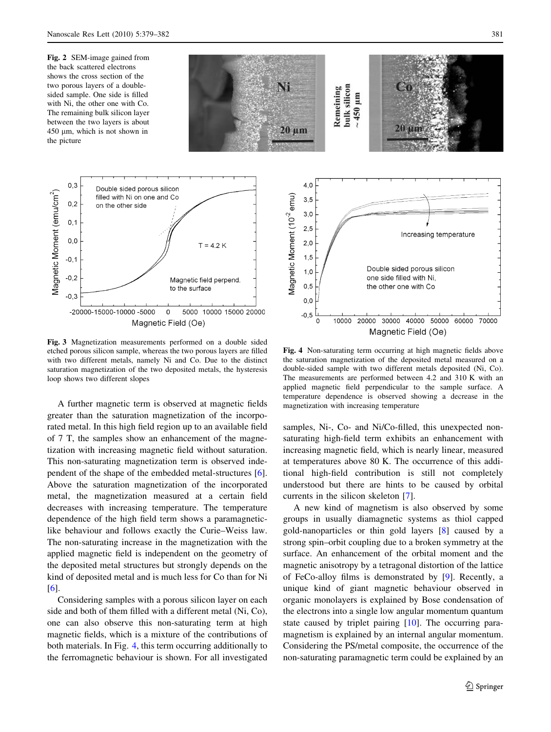**Fig. 2** SEM-image gained from the back scattered electrons shows the cross section of the two porous layers of a double-sided sample. One side is filled with Ni, the other one with Co. The remaining bulk silicon layer between the two layers is about 450 μm, which is not shown in the picture

**Fig. 3** Magnetization measurements performed on a double sided etched porous silicon sample, whereas the two porous layers are filled with two different metals, namely Ni and Co. Due to the distinct saturation magnetization of the two deposited metals, the hysteresis loop shows two different slopes

**Fig. 4** Non-saturating term occurring at high magnetic fields above the saturation magnetization of the deposited metal measured on a double-sided sample with two different metals deposited (Ni, Co). The measurements are performed between 4.2 and 310 K with an applied magnetic field perpendicular to the sample surface. A temperature dependence is observed showing a decrease in the magnetization with increasing temperature

A further magnetic term is observed at magnetic fields greater than the saturation magnetization of the incorporated metal. In this high field region up to an available field of 7 T, the samples show an enhancement of the magnetization with increasing magnetic field without saturation. This non-saturating magnetization term is observed independent of the shape of the embedded metal-structures [6]. Above the saturation magnetization of the incorporated metal, the magnetization measured at a certain field decreases with increasing temperature. The temperature dependence of the high field term shows a paramagnetic-like behaviour and follows exactly the Curie–Weiss law. The non-saturating increase in the magnetization with the applied magnetic field is independent on the geometry of the deposited metal structures but strongly depends on the kind of deposited metal and is much less for Co than for Ni [6].

Considering samples with a porous silicon layer on each side and both of them filled with a different metal (Ni, Co), one can also observe this non-saturating term at high magnetic fields, which is a mixture of the contributions of both materials. In Fig. 4, this term occurring additionally to the ferromagnetic behaviour is shown. For all investigated samples, Ni-, Co- and Ni/Co-filled, this unexpected non-saturating high-field term exhibits an enhancement with increasing magnetic field, which is nearly linear, measured at temperatures above 80 K. The occurrence of this additional high-field contribution is still not completely understood but there are hints to be caused by orbital currents in the silicon skeleton [7].

A new kind of magnetism is also observed by some groups in usually diamagnetic systems as thiol capped gold-nanoparticles or thin gold layers [8] caused by a strong spin–orbit coupling due to a broken symmetry at the surface. An enhancement of the orbital moment and the magnetic anisotropy by a tetragonal distortion of the lattice of FeCo-alloy films is demonstrated by [9]. Recently, a unique kind of giant magnetic behaviour observed in organic monolayers is explained by Bose condensation of the electrons into a single low angular momentum quantum state caused by triplet pairing [10]. The occurring paramagnetism is explained by an internal angular momentum. Considering the PS/metal composite, the occurrence of the non-saturating paramagnetic term could be explained by an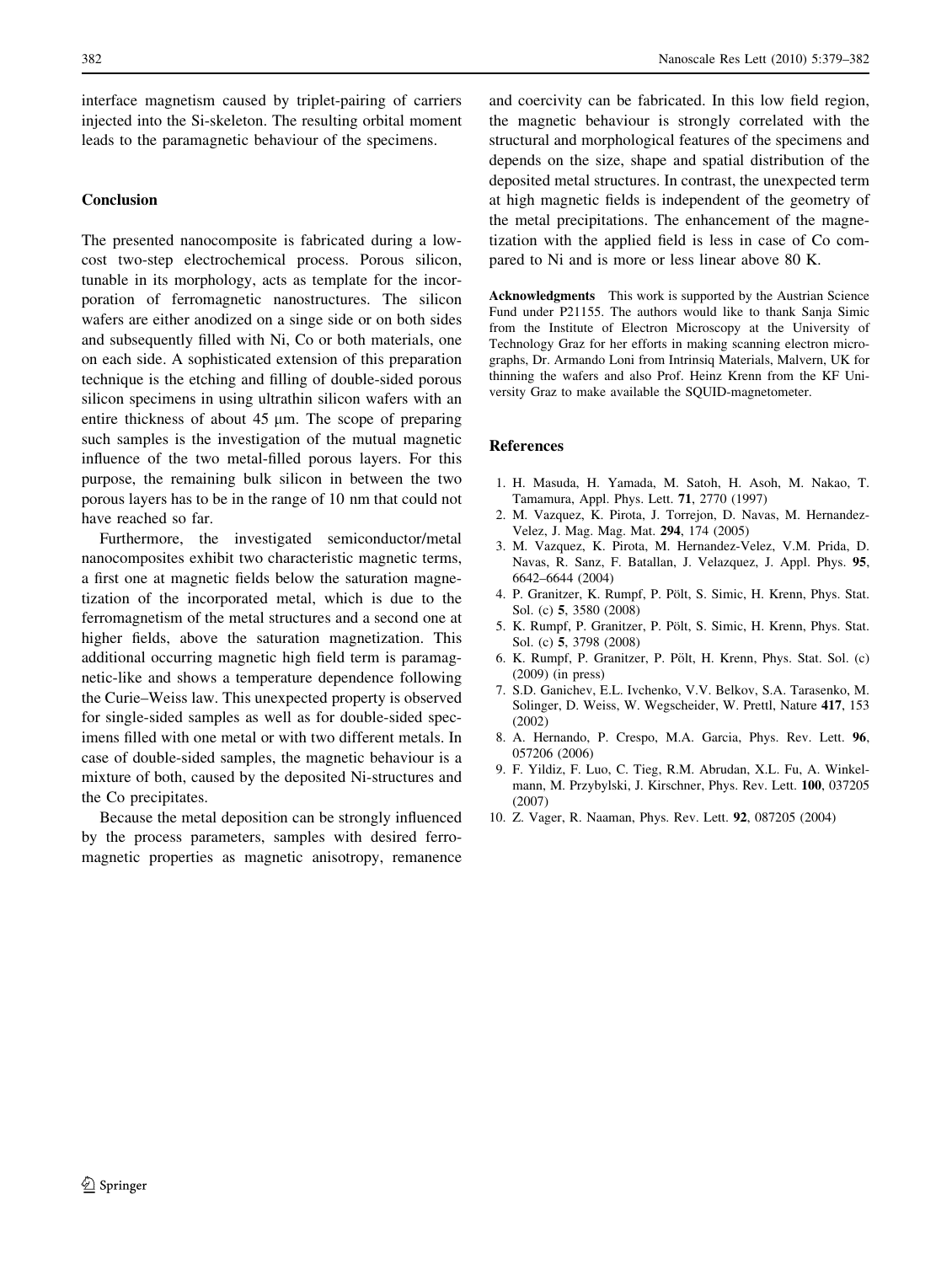interface magnetism caused by triplet-pairing of carriers injected into the Si-skeleton. The resulting orbital moment leads to the paramagnetic behaviour of the specimens.

## Conclusion

The presented nanocomposite is fabricated during a low-cost two-step electrochemical process. Porous silicon, tunable in its morphology, acts as template for the incorporation of ferromagnetic nanostructures. The silicon wafers are either anodized on a singe side or on both sides and subsequently filled with Ni, Co or both materials, one on each side. A sophisticated extension of this preparation technique is the etching and filling of double-sided porous silicon specimens in using ultrathin silicon wafers with an entire thickness of about 45 μm. The scope of preparing such samples is the investigation of the mutual magnetic influence of the two metal-filled porous layers. For this purpose, the remaining bulk silicon in between the two porous layers has to be in the range of 10 nm that could not have reached so far.

Furthermore, the investigated semiconductor/metal nanocomposites exhibit two characteristic magnetic terms, a first one at magnetic fields below the saturation magnetization of the incorporated metal, which is due to the ferromagnetism of the metal structures and a second one at higher fields, above the saturation magnetization. This additional occurring magnetic high field term is paramagnetic-like and shows a temperature dependence following the Curie–Weiss law. This unexpected property is observed for single-sided samples as well as for double-sided specimens filled with one metal or with two different metals. In case of double-sided samples, the magnetic behaviour is a mixture of both, caused by the deposited Ni-structures and the Co precipitates.

Because the metal deposition can be strongly influenced by the process parameters, samples with desired ferromagnetic properties as magnetic anisotropy, remanence and coercivity can be fabricated. In this low field region, the magnetic behaviour is strongly correlated with the structural and morphological features of the specimens and depends on the size, shape and spatial distribution of the deposited metal structures. In contrast, the unexpected term at high magnetic fields is independent of the geometry of the metal precipitations. The enhancement of the magnetization with the applied field is less in case of Co compared to Ni and is more or less linear above 80 K.

**Acknowledgments** This work is supported by the Austrian Science Fund under P21155. The authors would like to thank Sanja Simic from the Institute of Electron Microscopy at the University of Technology Graz for her efforts in making scanning electron micrographs, Dr. Armando Loni from Intrinsiq Materials, Malvern, UK for thinning the wafers and also Prof. Heinz Krenn from the KF University Graz to make available the SQUID-magnetometer.

## References

1. H. Masuda, H. Yamada, M. Satoh, H. Asoh, M. Nakao, T. Tamamura, Appl. Phys. Lett. **71**, 2770 (1997)
2. M. Vazquez, K. Pirota, J. Torrejon, D. Navas, M. Hernandez-Velez, J. Mag. Mag. Mat. **294**, 174 (2005)
3. M. Vazquez, K. Pirota, M. Hernandez-Velez, V.M. Prida, D. Navas, R. Sanz, F. Batallan, J. Velazquez, J. Appl. Phys. **95**, 6642–6644 (2004)
4. P. Granitzer, K. Rumpf, P. Pölt, S. Simic, H. Krenn, Phys. Stat. Sol. (c) **5**, 3580 (2008)
5. K. Rumpf, P. Granitzer, P. Pölt, S. Simic, H. Krenn, Phys. Stat. Sol. (c) **5**, 3798 (2008)
6. K. Rumpf, P. Granitzer, P. Pölt, H. Krenn, Phys. Stat. Sol. (c) (2009) (in press)
7. S.D. Ganichev, E.L. Ivchenko, V.V. Belkov, S.A. Tarasenko, M. Solinger, D. Weiss, W. Wegscheider, W. Prettl, Nature **417**, 153 (2002)
8. A. Hernando, P. Crespo, M.A. Garcia, Phys. Rev. Lett. **96**, 057206 (2006)
9. F. Yildiz, F. Luo, C. Tieg, R.M. Abrudan, X.L. Fu, A. Winkelmann, M. Przybylski, J. Kirschner, Phys. Rev. Lett. **100**, 037205 (2007)
10. Z. Vager, R. Naaman, Phys. Rev. Lett. **92**, 087205 (2004)